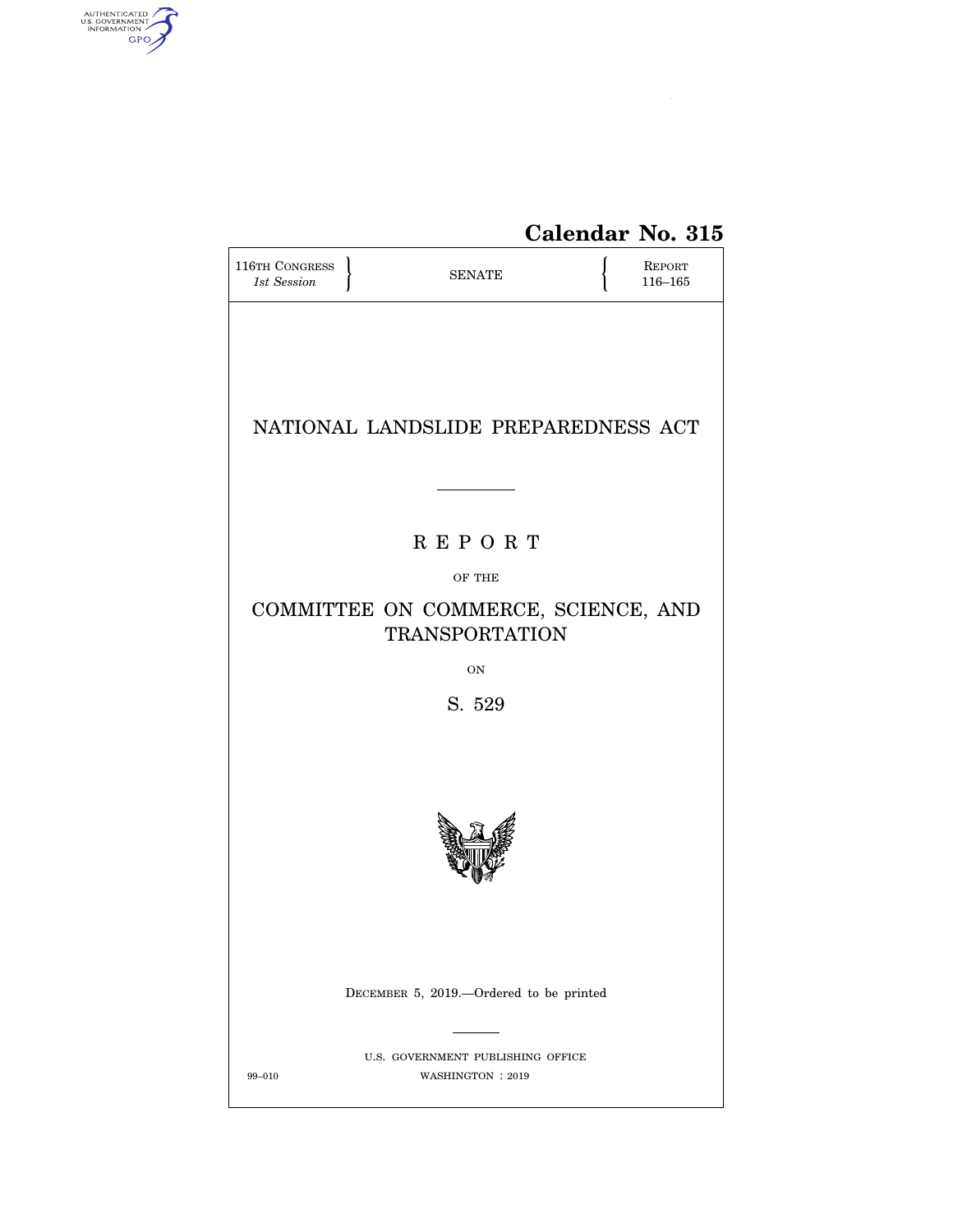**Calendar No. 315**

116TH CONGRESS
*1st Session*

SENATE

REPORT
116–165

# NATIONAL LANDSLIDE PREPAREDNESS ACT

## REPORT

OF THE

## COMMITTEE ON COMMERCE, SCIENCE, AND TRANSPORTATION

ON

## S. 529

DECEMBER 5, 2019.—Ordered to be printed

U.S. GOVERNMENT PUBLISHING OFFICE
99–010 WASHINGTON : 2019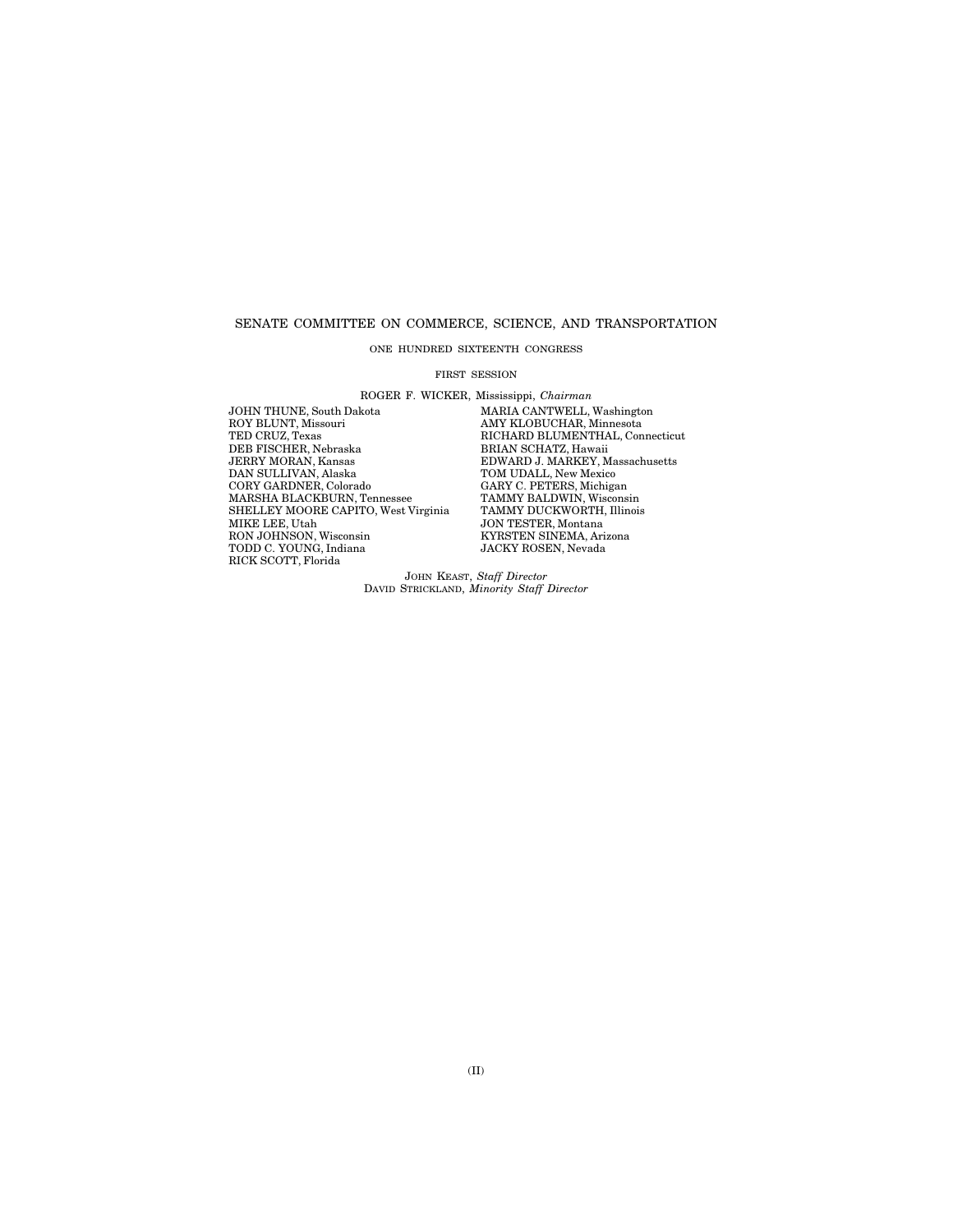# SENATE COMMITTEE ON COMMERCE, SCIENCE, AND TRANSPORTATION

ONE HUNDRED SIXTEENTH CONGRESS

FIRST SESSION

ROGER F. WICKER, Mississippi, *Chairman*

JOHN THUNE, South Dakota
ROY BLUNT, Missouri
TED CRUZ, Texas
DEB FISCHER, Nebraska
JERRY MORAN, Kansas
DAN SULLIVAN, Alaska
CORY GARDNER, Colorado
MARSHA BLACKBURN, Tennessee
SHELLEY MOORE CAPITO, West Virginia
MIKE LEE, Utah
RON JOHNSON, Wisconsin
TODD C. YOUNG, Indiana
RICK SCOTT, Florida

MARIA CANTWELL, Washington
AMY KLOBUCHAR, Minnesota
RICHARD BLUMENTHAL, Connecticut
BRIAN SCHATZ, Hawaii
EDWARD J. MARKEY, Massachusetts
TOM UDALL, New Mexico
GARY C. PETERS, Michigan
TAMMY BALDWIN, Wisconsin
TAMMY DUCKWORTH, Illinois
JON TESTER, Montana
KYRSTEN SINEMA, Arizona
JACKY ROSEN, Nevada

JOHN KEAST, *Staff Director*
DAVID STRICKLAND, *Minority Staff Director*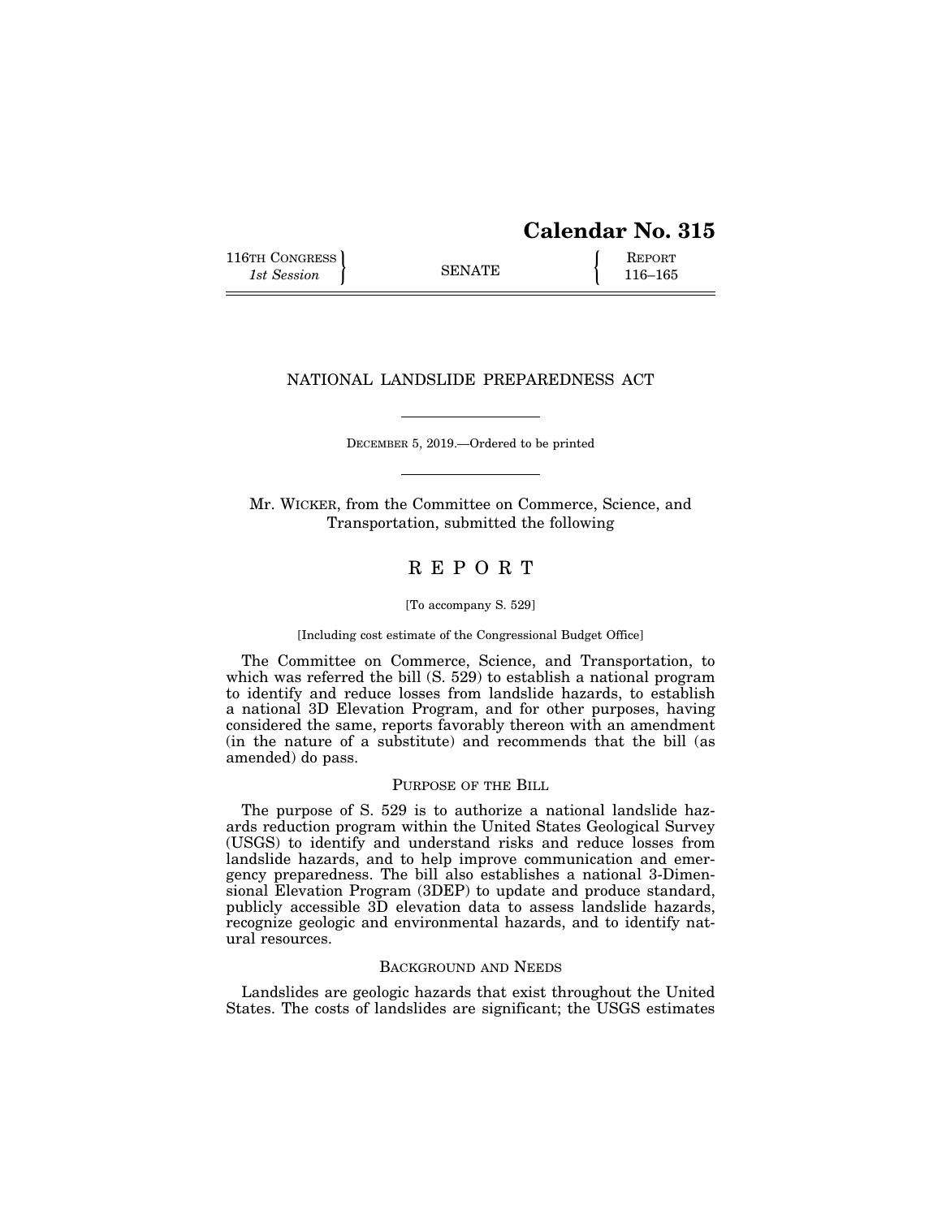# Calendar No. 315

116TH CONGRESS
*1st Session*

SENATE

REPORT
116–165

## NATIONAL LANDSLIDE PREPAREDNESS ACT

DECEMBER 5, 2019.—Ordered to be printed

Mr. WICKER, from the Committee on Commerce, Science, and Transportation, submitted the following

## R E P O R T

[To accompany S. 529]

[Including cost estimate of the Congressional Budget Office]

The Committee on Commerce, Science, and Transportation, to which was referred the bill (S. 529) to establish a national program to identify and reduce losses from landslide hazards, to establish a national 3D Elevation Program, and for other purposes, having considered the same, reports favorably thereon with an amendment (in the nature of a substitute) and recommends that the bill (as amended) do pass.

### PURPOSE OF THE BILL

The purpose of S. 529 is to authorize a national landslide hazards reduction program within the United States Geological Survey (USGS) to identify and understand risks and reduce losses from landslide hazards, and to help improve communication and emergency preparedness. The bill also establishes a national 3-Dimensional Elevation Program (3DEP) to update and produce standard, publicly accessible 3D elevation data to assess landslide hazards, recognize geologic and environmental hazards, and to identify natural resources.

### BACKGROUND AND NEEDS

Landslides are geologic hazards that exist throughout the United States. The costs of landslides are significant; the USGS estimates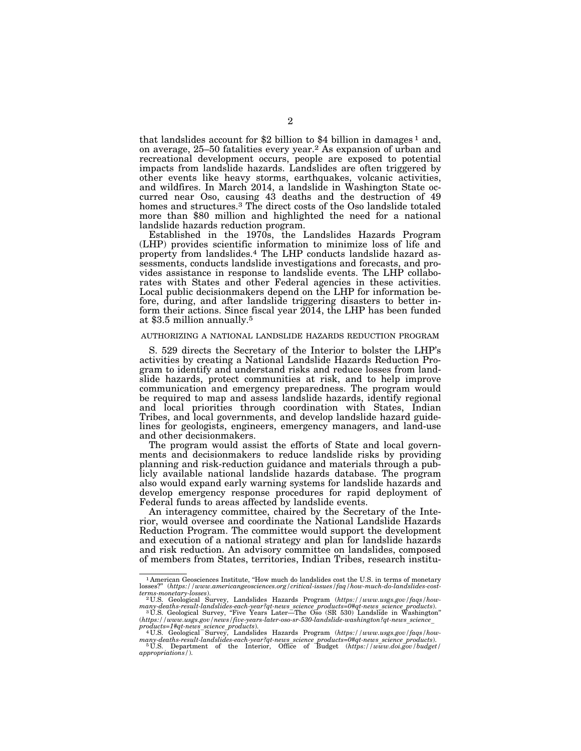that landslides account for $2 billion to $4 billion in damages [1] and, on average, 25–50 fatalities every year.[2] As expansion of urban and recreational development occurs, people are exposed to potential impacts from landslide hazards. Landslides are often triggered by other events like heavy storms, earthquakes, volcanic activities, and wildfires. In March 2014, a landslide in Washington State occurred near Oso, causing 43 deaths and the destruction of 49 homes and structures.[3] The direct costs of the Oso landslide totaled more than $80 million and highlighted the need for a national landslide hazards reduction program.

Established in the 1970s, the Landslides Hazards Program (LHP) provides scientific information to minimize loss of life and property from landslides.[4] The LHP conducts landslide hazard assessments, conducts landslide investigations and forecasts, and provides assistance in response to landslide events. The LHP collaborates with States and other Federal agencies in these activities. Local public decisionmakers depend on the LHP for information before, during, and after landslide triggering disasters to better inform their actions. Since fiscal year 2014, the LHP has been funded at $3.5 million annually.[5]

## AUTHORIZING A NATIONAL LANDSLIDE HAZARDS REDUCTION PROGRAM

S. 529 directs the Secretary of the Interior to bolster the LHP's activities by creating a National Landslide Hazards Reduction Program to identify and understand risks and reduce losses from landslide hazards, protect communities at risk, and to help improve communication and emergency preparedness. The program would be required to map and assess landslide hazards, identify regional and local priorities through coordination with States, Indian Tribes, and local governments, and develop landslide hazard guidelines for geologists, engineers, emergency managers, and land-use and other decisionmakers.

The program would assist the efforts of State and local governments and decisionmakers to reduce landslide risks by providing planning and risk-reduction guidance and materials through a publicly available national landslide hazards database. The program also would expand early warning systems for landslide hazards and develop emergency response procedures for rapid deployment of Federal funds to areas affected by landslide events.

An interagency committee, chaired by the Secretary of the Interior, would oversee and coordinate the National Landslide Hazards Reduction Program. The committee would support the development and execution of a national strategy and plan for landslide hazards and risk reduction. An advisory committee on landslides, composed of members from States, territories, Indian Tribes, research institu-

---

[1] American Geosciences Institute, "How much do landslides cost the U.S. in terms of monetary losses?" (*https://www.americangeosciences.org/critical-issues/faq/how-much-do-landslides-cost-terms-monetary-losses*).

[2] U.S. Geological Survey, Landslides Hazards Program (*https://www.usgs.gov/faqs/how-many-deaths-result-landslides-each-year?qt-news_science_products=0#qt-news_science_products*).

[3] U.S. Geological Survey, "Five Years Later—The Oso (SR 530) Landslide in Washington" (*https://www.usgs.gov/news/five-years-later-oso-sr-530-landslide-washington?qt-news_science_products=1#qt-news_science_products*).

[4] U.S. Geological Survey, Landslides Hazards Program (*https://www.usgs.gov/faqs/how-many-deaths-result-landslides-each-year?qt-news_science_products=0#qt-news_science_products*).

[5] U.S. Department of the Interior, Office of Budget (*https://www.doi.gov/budget/appropriations/*).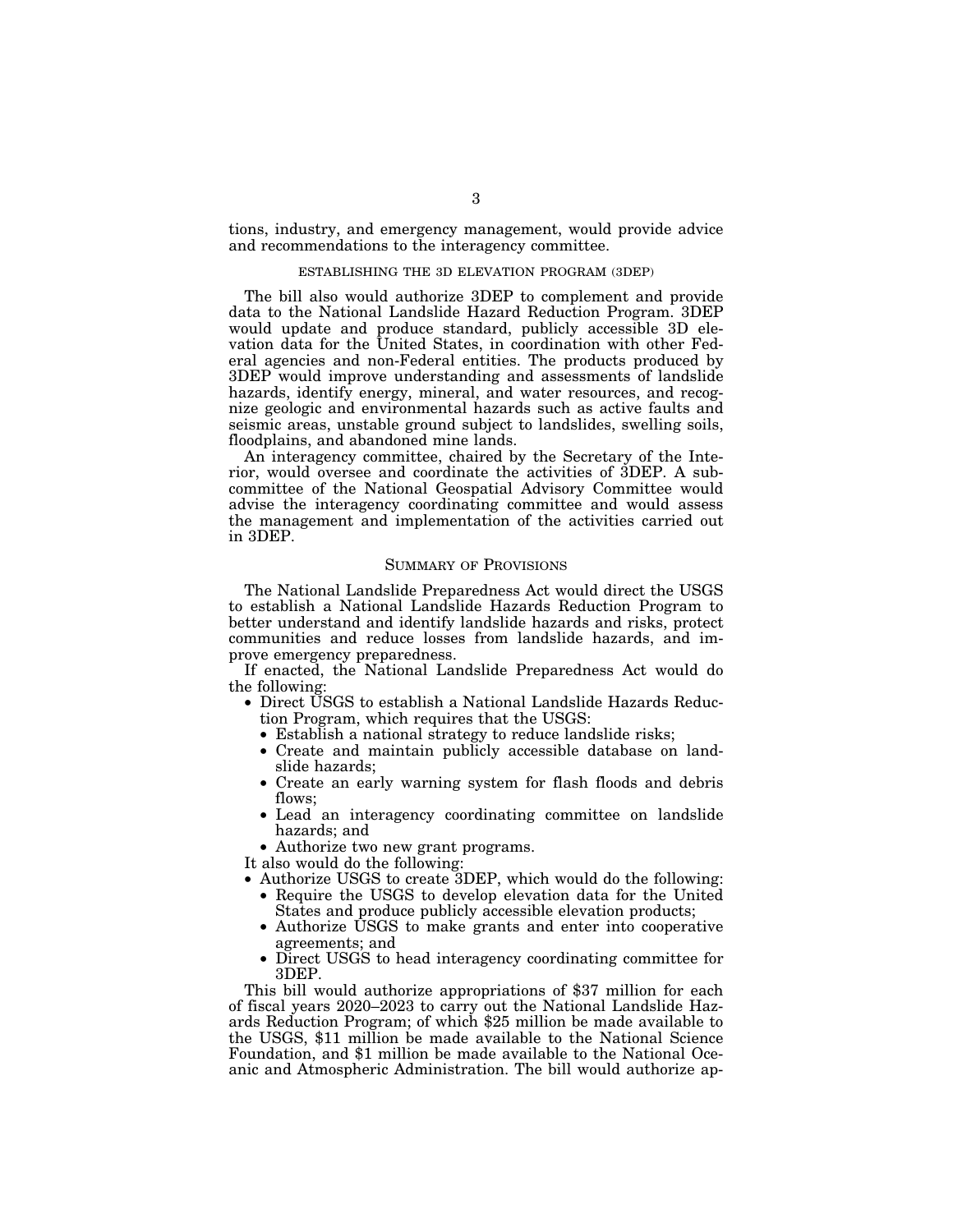tions, industry, and emergency management, would provide advice and recommendations to the interagency committee.

### ESTABLISHING THE 3D ELEVATION PROGRAM (3DEP)

The bill also would authorize 3DEP to complement and provide data to the National Landslide Hazard Reduction Program. 3DEP would update and produce standard, publicly accessible 3D elevation data for the United States, in coordination with other Federal agencies and non-Federal entities. The products produced by 3DEP would improve understanding and assessments of landslide hazards, identify energy, mineral, and water resources, and recognize geologic and environmental hazards such as active faults and seismic areas, unstable ground subject to landslides, swelling soils, floodplains, and abandoned mine lands.

An interagency committee, chaired by the Secretary of the Interior, would oversee and coordinate the activities of 3DEP. A subcommittee of the National Geospatial Advisory Committee would advise the interagency coordinating committee and would assess the management and implementation of the activities carried out in 3DEP.

## SUMMARY OF PROVISIONS

The National Landslide Preparedness Act would direct the USGS to establish a National Landslide Hazards Reduction Program to better understand and identify landslide hazards and risks, protect communities and reduce losses from landslide hazards, and improve emergency preparedness.

If enacted, the National Landslide Preparedness Act would do the following:

- Direct USGS to establish a National Landslide Hazards Reduction Program, which requires that the USGS:
  - Establish a national strategy to reduce landslide risks;
  - Create and maintain publicly accessible database on landslide hazards;
  - Create an early warning system for flash floods and debris flows;
  - Lead an interagency coordinating committee on landslide hazards; and
  - Authorize two new grant programs.

It also would do the following:

- Authorize USGS to create 3DEP, which would do the following:
  - Require the USGS to develop elevation data for the United States and produce publicly accessible elevation products;
  - Authorize USGS to make grants and enter into cooperative agreements; and
  - Direct USGS to head interagency coordinating committee for 3DEP.

This bill would authorize appropriations of $37 million for each of fiscal years 2020–2023 to carry out the National Landslide Hazards Reduction Program; of which $25 million be made available to the USGS, $11 million be made available to the National Science Foundation, and $1 million be made available to the National Oceanic and Atmospheric Administration. The bill would authorize ap-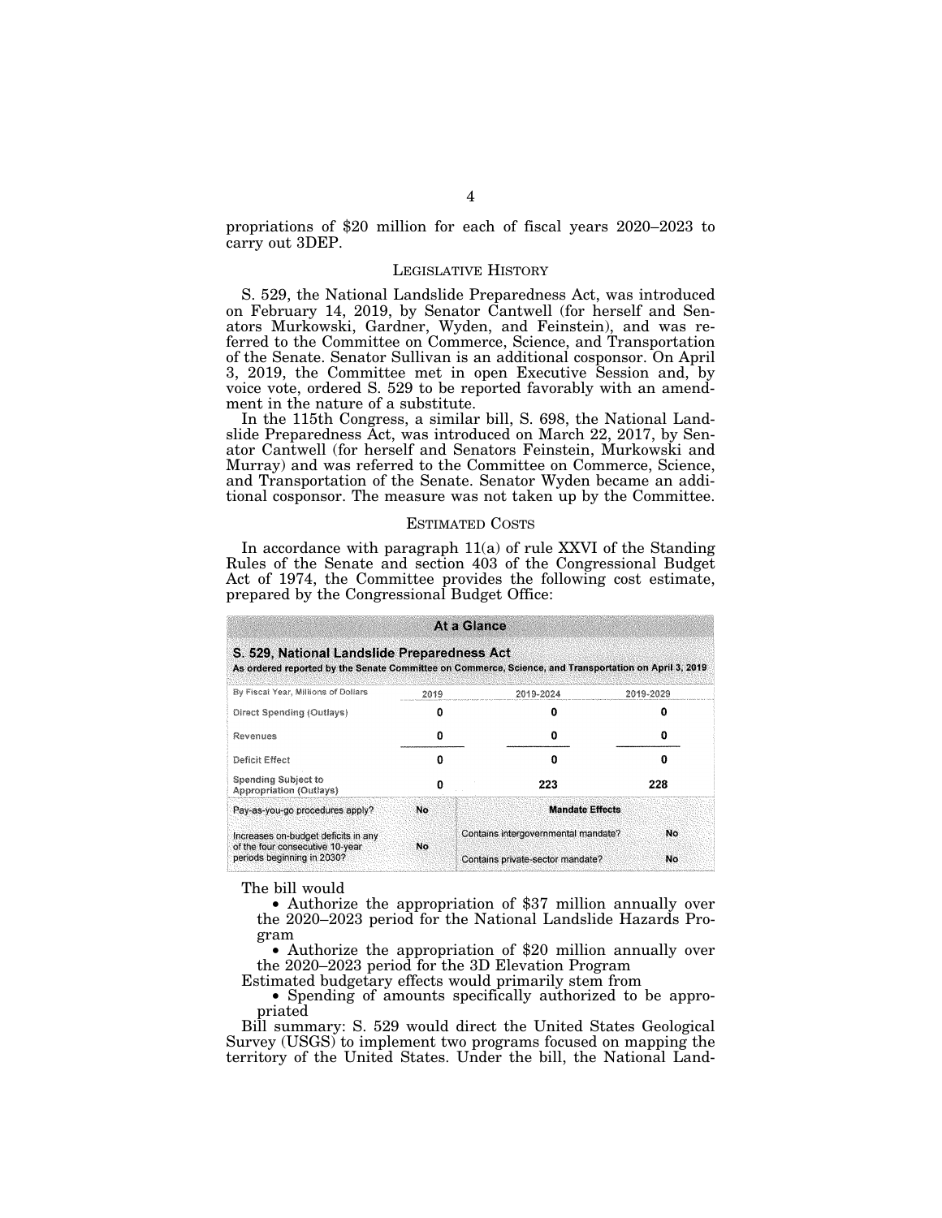propriations of $20 million for each of fiscal years 2020–2023 to carry out 3DEP.

## LEGISLATIVE HISTORY

S. 529, the National Landslide Preparedness Act, was introduced on February 14, 2019, by Senator Cantwell (for herself and Senators Murkowski, Gardner, Wyden, and Feinstein), and was referred to the Committee on Commerce, Science, and Transportation of the Senate. Senator Sullivan is an additional cosponsor. On April 3, 2019, the Committee met in open Executive Session and, by voice vote, ordered S. 529 to be reported favorably with an amendment in the nature of a substitute.

In the 115th Congress, a similar bill, S. 698, the National Landslide Preparedness Act, was introduced on March 22, 2017, by Senator Cantwell (for herself and Senators Feinstein, Murkowski and Murray) and was referred to the Committee on Commerce, Science, and Transportation of the Senate. Senator Wyden became an additional cosponsor. The measure was not taken up by the Committee.

## ESTIMATED COSTS

In accordance with paragraph 11(a) of rule XXVI of the Standing Rules of the Senate and section 403 of the Congressional Budget Act of 1974, the Committee provides the following cost estimate, prepared by the Congressional Budget Office:

**At a Glance**

**S. 529, National Landslide Preparedness Act**
**As ordered reported by the Senate Committee on Commerce, Science, and Transportation on April 3, 2019**

| By Fiscal Year, Millions of Dollars | 2019 | 2019-2024 | 2019-2029 |
|---|---|---|---|
| Direct Spending (Outlays) | 0 | 0 | 0 |
| Revenues | 0 | 0 | 0 |
| Deficit Effect | 0 | 0 | 0 |
| Spending Subject to Appropriation (Outlays) | 0 | 223 | 228 |

| | | Mandate Effects | |
|---|---|---|---|
| Pay-as-you-go procedures apply? | No | | |
| Increases on-budget deficits in any of the four consecutive 10-year periods beginning in 2030? | No | Contains intergovernmental mandate? | No |
| | | Contains private-sector mandate? | No |

The bill would

- Authorize the appropriation of $37 million annually over the 2020–2023 period for the National Landslide Hazards Program
- Authorize the appropriation of $20 million annually over the 2020–2023 period for the 3D Elevation Program

Estimated budgetary effects would primarily stem from

- Spending of amounts specifically authorized to be appropriated

Bill summary: S. 529 would direct the United States Geological Survey (USGS) to implement two programs focused on mapping the territory of the United States. Under the bill, the National Land-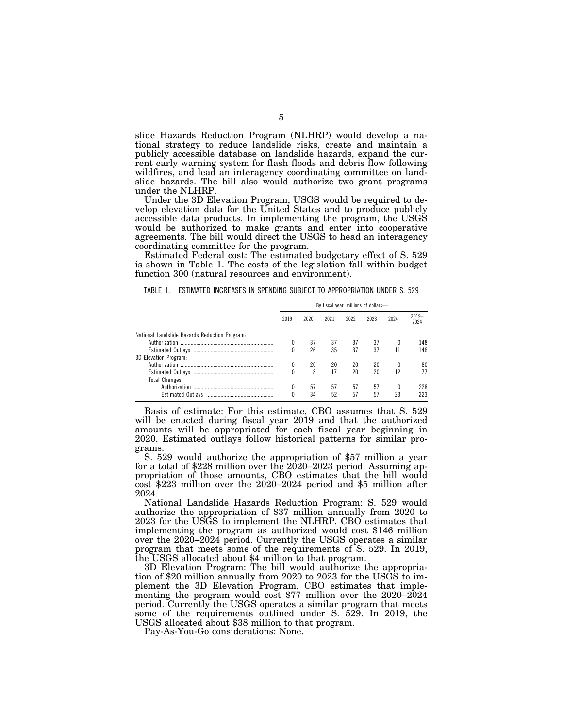slide Hazards Reduction Program (NLHRP) would develop a national strategy to reduce landslide risks, create and maintain a publicly accessible database on landslide hazards, expand the current early warning system for flash floods and debris flow following wildfires, and lead an interagency coordinating committee on landslide hazards. The bill also would authorize two grant programs under the NLHRP.

Under the 3D Elevation Program, USGS would be required to develop elevation data for the United States and to produce publicly accessible data products. In implementing the program, the USGS would be authorized to make grants and enter into cooperative agreements. The bill would direct the USGS to head an interagency coordinating committee for the program.

Estimated Federal cost: The estimated budgetary effect of S. 529 is shown in Table 1. The costs of the legislation fall within budget function 300 (natural resources and environment).

TABLE 1.—ESTIMATED INCREASES IN SPENDING SUBJECT TO APPROPRIATION UNDER S. 529

| | By fiscal year, millions of dollars— | | | | | | |
|---|---|---|---|---|---|---|---|
| | 2019 | 2020 | 2021 | 2022 | 2023 | 2024 | 2019–2024 |
| National Landslide Hazards Reduction Program: | | | | | | | |
| Authorization | 0 | 37 | 37 | 37 | 37 | 0 | 148 |
| Estimated Outlays | 0 | 26 | 35 | 37 | 37 | 11 | 146 |
| 3D Elevation Program: | | | | | | | |
| Authorization | 0 | 20 | 20 | 20 | 20 | 0 | 80 |
| Estimated Outlays | 0 | 8 | 17 | 20 | 20 | 12 | 77 |
| Total Changes: | | | | | | | |
| Authorization | 0 | 57 | 57 | 57 | 57 | 0 | 228 |
| Estimated Outlays | 0 | 34 | 52 | 57 | 57 | 23 | 223 |

Basis of estimate: For this estimate, CBO assumes that S. 529 will be enacted during fiscal year 2019 and that the authorized amounts will be appropriated for each fiscal year beginning in 2020. Estimated outlays follow historical patterns for similar programs.

S. 529 would authorize the appropriation of $57 million a year for a total of $228 million over the 2020–2023 period. Assuming appropriation of those amounts, CBO estimates that the bill would cost $223 million over the 2020–2024 period and $5 million after 2024.

National Landslide Hazards Reduction Program: S. 529 would authorize the appropriation of $37 million annually from 2020 to 2023 for the USGS to implement the NLHRP. CBO estimates that implementing the program as authorized would cost $146 million over the 2020–2024 period. Currently the USGS operates a similar program that meets some of the requirements of S. 529. In 2019, the USGS allocated about $4 million to that program.

3D Elevation Program: The bill would authorize the appropriation of $20 million annually from 2020 to 2023 for the USGS to implement the 3D Elevation Program. CBO estimates that implementing the program would cost $77 million over the 2020–2024 period. Currently the USGS operates a similar program that meets some of the requirements outlined under S. 529. In 2019, the USGS allocated about $38 million to that program.

Pay-As-You-Go considerations: None.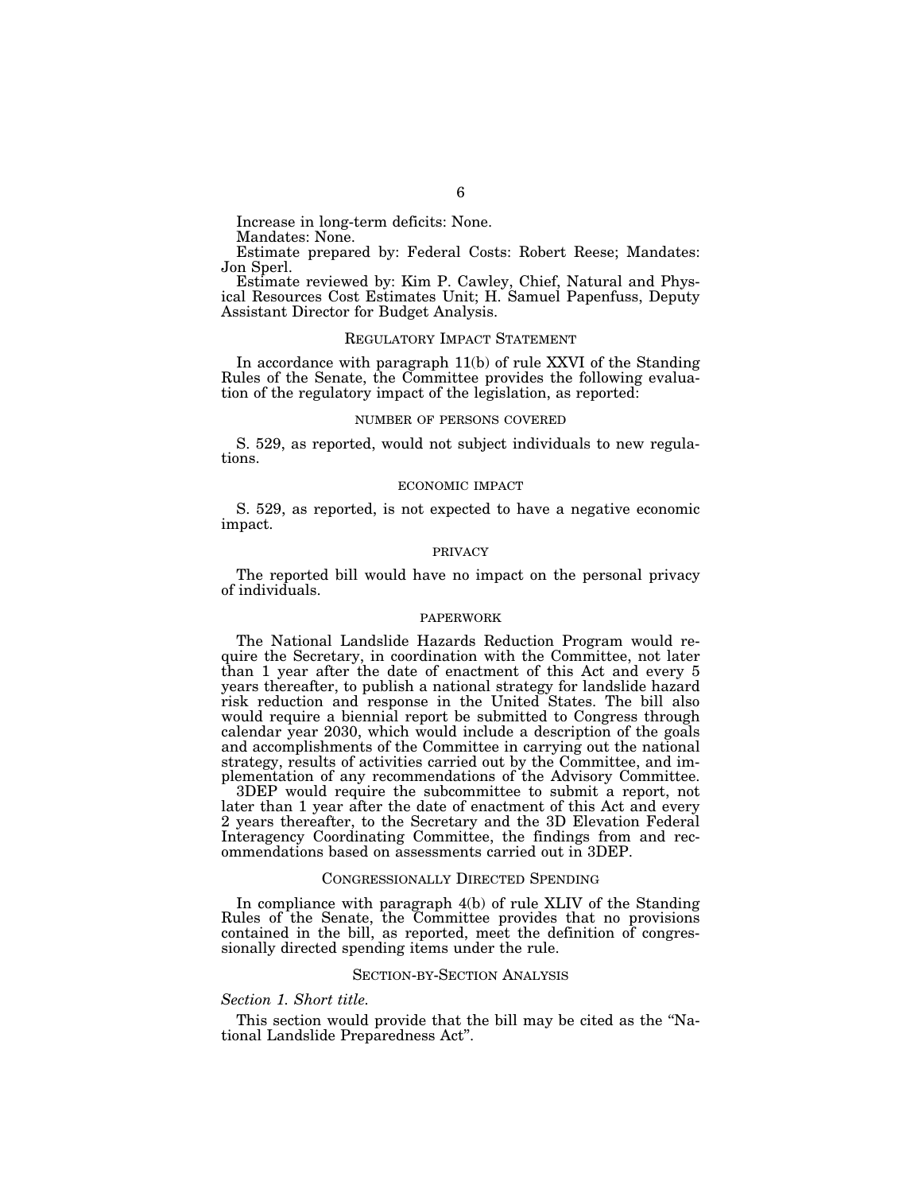Increase in long-term deficits: None.

Mandates: None.

Estimate prepared by: Federal Costs: Robert Reese; Mandates: Jon Sperl.

Estimate reviewed by: Kim P. Cawley, Chief, Natural and Physical Resources Cost Estimates Unit; H. Samuel Papenfuss, Deputy Assistant Director for Budget Analysis.

## REGULATORY IMPACT STATEMENT

In accordance with paragraph 11(b) of rule XXVI of the Standing Rules of the Senate, the Committee provides the following evaluation of the regulatory impact of the legislation, as reported:

### NUMBER OF PERSONS COVERED

S. 529, as reported, would not subject individuals to new regulations.

### ECONOMIC IMPACT

S. 529, as reported, is not expected to have a negative economic impact.

### PRIVACY

The reported bill would have no impact on the personal privacy of individuals.

### PAPERWORK

The National Landslide Hazards Reduction Program would require the Secretary, in coordination with the Committee, not later than 1 year after the date of enactment of this Act and every 5 years thereafter, to publish a national strategy for landslide hazard risk reduction and response in the United States. The bill also would require a biennial report be submitted to Congress through calendar year 2030, which would include a description of the goals and accomplishments of the Committee in carrying out the national strategy, results of activities carried out by the Committee, and implementation of any recommendations of the Advisory Committee.

3DEP would require the subcommittee to submit a report, not later than 1 year after the date of enactment of this Act and every 2 years thereafter, to the Secretary and the 3D Elevation Federal Interagency Coordinating Committee, the findings from and recommendations based on assessments carried out in 3DEP.

## CONGRESSIONALLY DIRECTED SPENDING

In compliance with paragraph 4(b) of rule XLIV of the Standing Rules of the Senate, the Committee provides that no provisions contained in the bill, as reported, meet the definition of congressionally directed spending items under the rule.

## SECTION-BY-SECTION ANALYSIS

*Section 1. Short title.*

This section would provide that the bill may be cited as the "National Landslide Preparedness Act".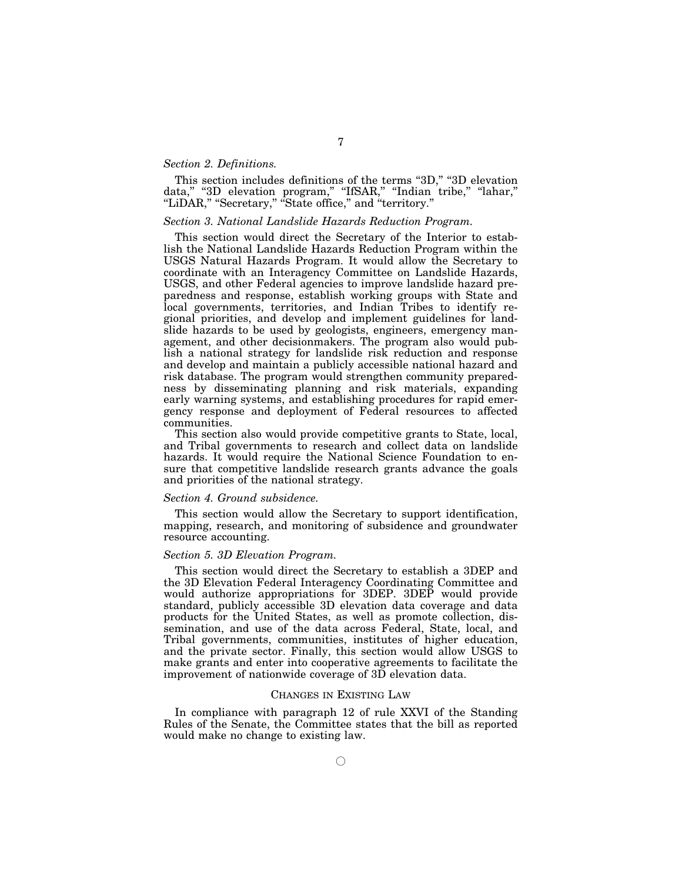*Section 2. Definitions.*

This section includes definitions of the terms "3D," "3D elevation data," "3D elevation program," "IfSAR," "Indian tribe," "lahar," "LiDAR," "Secretary," "State office," and "territory."

*Section 3. National Landslide Hazards Reduction Program.*

This section would direct the Secretary of the Interior to establish the National Landslide Hazards Reduction Program within the USGS Natural Hazards Program. It would allow the Secretary to coordinate with an Interagency Committee on Landslide Hazards, USGS, and other Federal agencies to improve landslide hazard preparedness and response, establish working groups with State and local governments, territories, and Indian Tribes to identify regional priorities, and develop and implement guidelines for landslide hazards to be used by geologists, engineers, emergency management, and other decisionmakers. The program also would publish a national strategy for landslide risk reduction and response and develop and maintain a publicly accessible national hazard and risk database. The program would strengthen community preparedness by disseminating planning and risk materials, expanding early warning systems, and establishing procedures for rapid emergency response and deployment of Federal resources to affected communities.

This section also would provide competitive grants to State, local, and Tribal governments to research and collect data on landslide hazards. It would require the National Science Foundation to ensure that competitive landslide research grants advance the goals and priorities of the national strategy.

*Section 4. Ground subsidence.*

This section would allow the Secretary to support identification, mapping, research, and monitoring of subsidence and groundwater resource accounting.

*Section 5. 3D Elevation Program.*

This section would direct the Secretary to establish a 3DEP and the 3D Elevation Federal Interagency Coordinating Committee and would authorize appropriations for 3DEP. 3DEP would provide standard, publicly accessible 3D elevation data coverage and data products for the United States, as well as promote collection, dissemination, and use of the data across Federal, State, local, and Tribal governments, communities, institutes of higher education, and the private sector. Finally, this section would allow USGS to make grants and enter into cooperative agreements to facilitate the improvement of nationwide coverage of 3D elevation data.

## CHANGES IN EXISTING LAW

In compliance with paragraph 12 of rule XXVI of the Standing Rules of the Senate, the Committee states that the bill as reported would make no change to existing law.